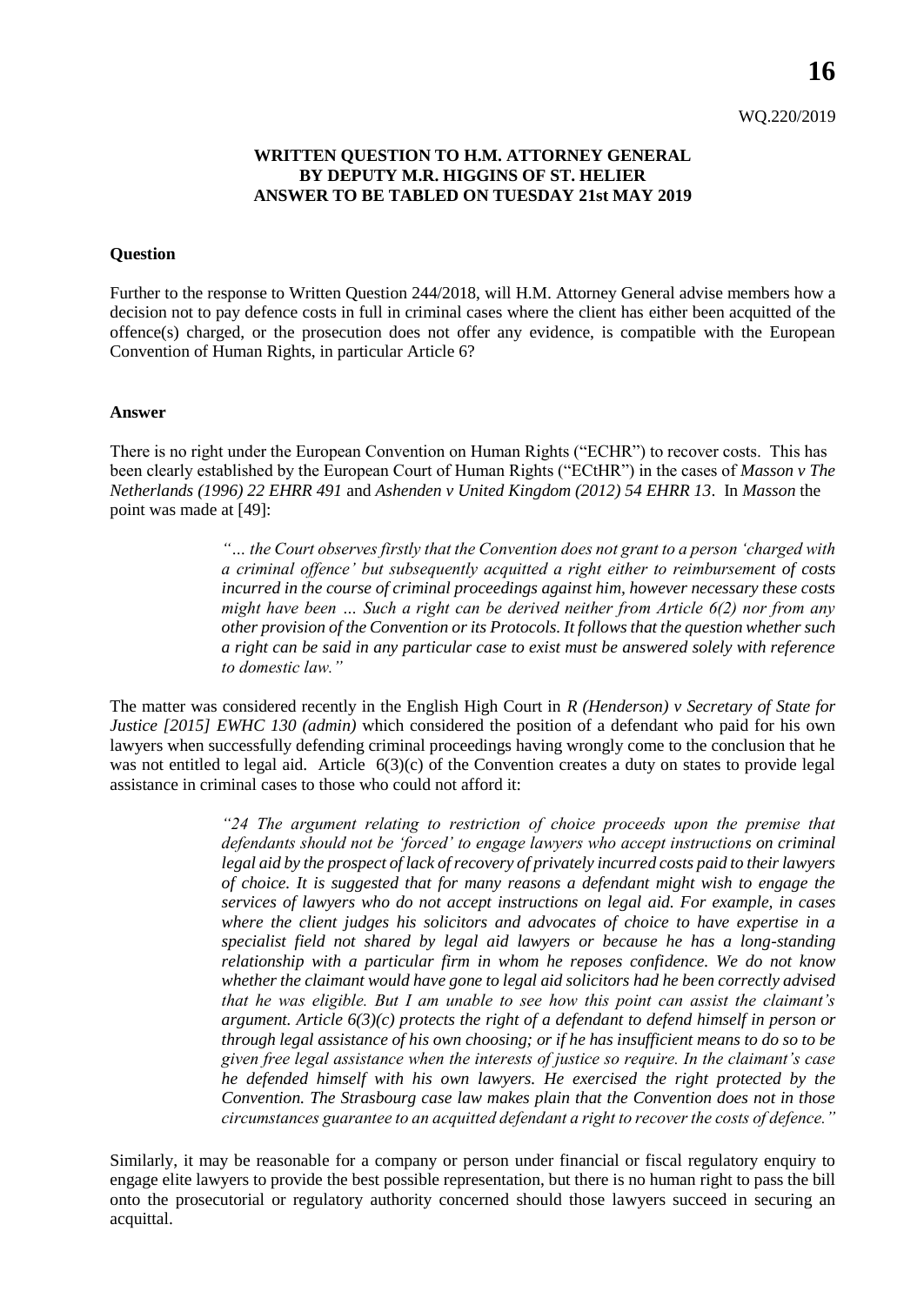WQ.220/2019

**WRITTEN QUESTION TO H.M. ATTORNEY GENERAL BY DEPUTY M.R. HIGGINS OF ST. HELIER ANSWER TO BE TABLED ON TUESDAY 21st MAY 2019**

**Question**

Further to the response to Written Question 244/2018, will H.M. Attorney General advise members how a decision not to pay defence costs in full in criminal cases where the client has either been acquitted of the offence(s) charged, or the prosecution does not offer any evidence, is compatible with the European Convention of Human Rights, in particular Article 6?

**Answer**

There is no right under the European Convention on Human Rights ("ECHR") to recover costs. This has been clearly established by the European Court of Human Rights ("ECtHR") in the cases of *Masson v The Netherlands (1996) 22 EHRR 491* and *Ashenden v United Kingdom (2012) 54 EHRR 13*. In *Masson* the point was made at [49]:

> *"… the Court observes firstly that the Convention does not grant to a person 'charged with a criminal offence' but subsequently acquitted a right either to reimbursement of costs incurred in the course of criminal proceedings against him, however necessary these costs might have been … Such a right can be derived neither from Article 6(2) nor from any other provision of the Convention or its Protocols. It follows that the question whether such a right can be said in any particular case to exist must be answered solely with reference to domestic law."*

The matter was considered recently in the English High Court in *R (Henderson) v Secretary of State for Justice [2015] EWHC 130 (admin)* which considered the position of a defendant who paid for his own lawyers when successfully defending criminal proceedings having wrongly come to the conclusion that he was not entitled to legal aid. Article 6(3)(c) of the Convention creates a duty on states to provide legal assistance in criminal cases to those who could not afford it:

> *"24 The argument relating to restriction of choice proceeds upon the premise that defendants should not be 'forced' to engage lawyers who accept instructions on criminal legal aid by the prospect of lack of recovery of privately incurred costs paid to their lawyers of choice. It is suggested that for many reasons a defendant might wish to engage the services of lawyers who do not accept instructions on legal aid. For example, in cases where the client judges his solicitors and advocates of choice to have expertise in a specialist field not shared by legal aid lawyers or because he has a long-standing relationship with a particular firm in whom he reposes confidence. We do not know whether the claimant would have gone to legal aid solicitors had he been correctly advised that he was eligible. But I am unable to see how this point can assist the claimant's argument. Article 6(3)(c) protects the right of a defendant to defend himself in person or through legal assistance of his own choosing; or if he has insufficient means to do so to be given free legal assistance when the interests of justice so require. In the claimant's case he defended himself with his own lawyers. He exercised the right protected by the Convention. The Strasbourg case law makes plain that the Convention does not in those circumstances guarantee to an acquitted defendant a right to recover the costs of defence."*

Similarly, it may be reasonable for a company or person under financial or fiscal regulatory enquiry to engage elite lawyers to provide the best possible representation, but there is no human right to pass the bill onto the prosecutorial or regulatory authority concerned should those lawyers succeed in securing an acquittal.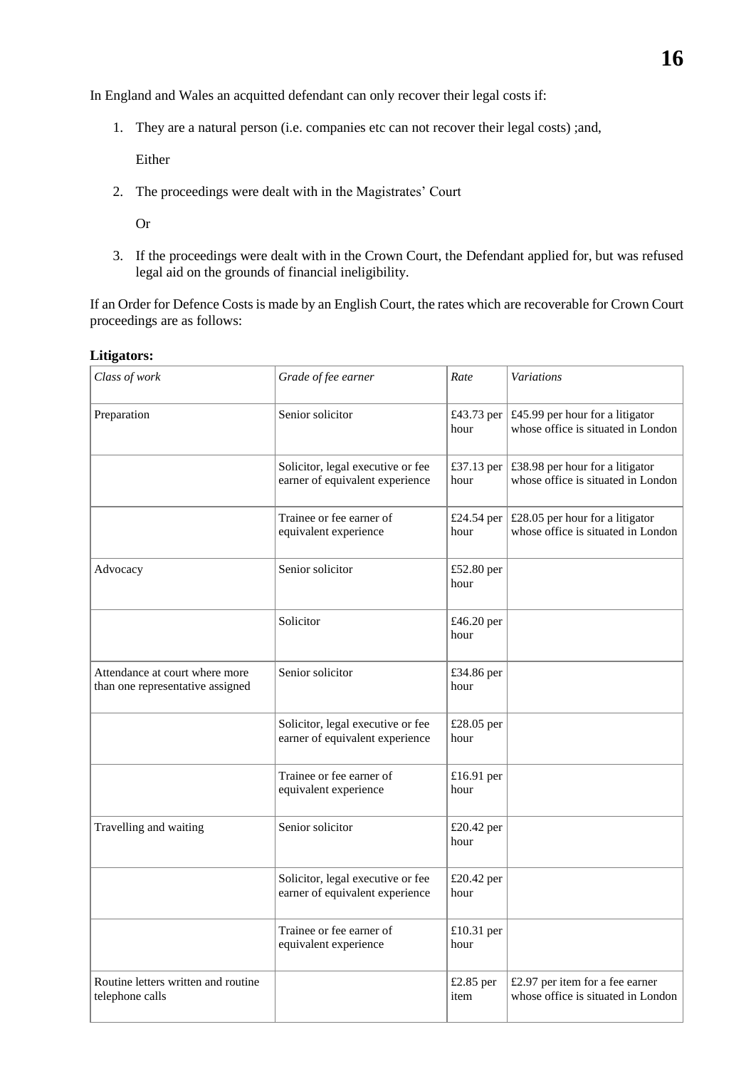In England and Wales an acquitted defendant can only recover their legal costs if:

1. They are a natural person (i.e. companies etc can not recover their legal costs) ;and,

   Either

2. The proceedings were dealt with in the Magistrates' Court

   Or

3. If the proceedings were dealt with in the Crown Court, the Defendant applied for, but was refused legal aid on the grounds of financial ineligibility.

If an Order for Defence Costs is made by an English Court, the rates which are recoverable for Crown Court proceedings are as follows:

**Litigators:**

| *Class of work* | *Grade of fee earner* | *Rate* | *Variations* |
|---|---|---|---|
| Preparation | Senior solicitor | £43.73 per hour | £45.99 per hour for a litigator whose office is situated in London |
| | Solicitor, legal executive or fee earner of equivalent experience | £37.13 per hour | £38.98 per hour for a litigator whose office is situated in London |
| | Trainee or fee earner of equivalent experience | £24.54 per hour | £28.05 per hour for a litigator whose office is situated in London |
| Advocacy | Senior solicitor | £52.80 per hour | |
| | Solicitor | £46.20 per hour | |
| Attendance at court where more than one representative assigned | Senior solicitor | £34.86 per hour | |
| | Solicitor, legal executive or fee earner of equivalent experience | £28.05 per hour | |
| | Trainee or fee earner of equivalent experience | £16.91 per hour | |
| Travelling and waiting | Senior solicitor | £20.42 per hour | |
| | Solicitor, legal executive or fee earner of equivalent experience | £20.42 per hour | |
| | Trainee or fee earner of equivalent experience | £10.31 per hour | |
| Routine letters written and routine telephone calls | | £2.85 per item | £2.97 per item for a fee earner whose office is situated in London |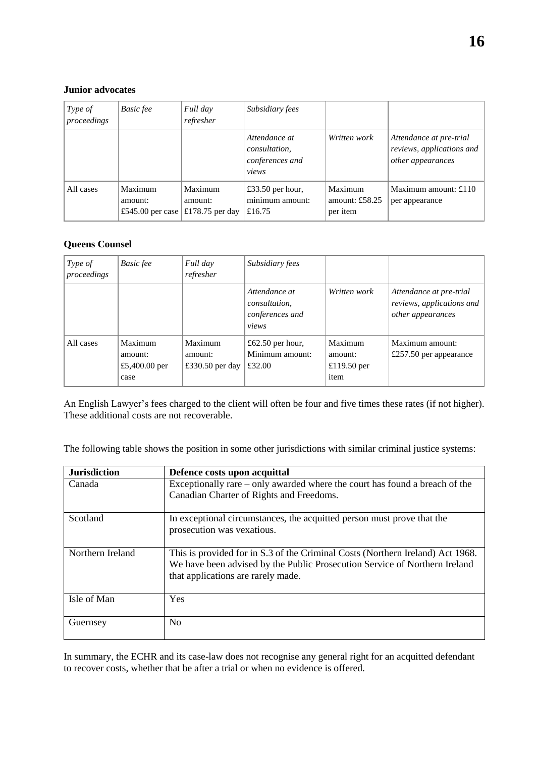**Junior advocates**

| *Type of proceedings* | *Basic fee* | *Full day refresher* | *Subsidiary fees* | | |
|---|---|---|---|---|---|
| | | | *Attendance at consultation, conferences and views* | *Written work* | *Attendance at pre-trial reviews, applications and other appearances* |
| All cases | Maximum amount: £545.00 per case | Maximum amount: £178.75 per day | £33.50 per hour, minimum amount: £16.75 | Maximum amount: £58.25 per item | Maximum amount: £110 per appearance |

**Queens Counsel**

| *Type of proceedings* | *Basic fee* | *Full day refresher* | *Subsidiary fees* | | |
|---|---|---|---|---|---|
| | | | *Attendance at consultation, conferences and views* | *Written work* | *Attendance at pre-trial reviews, applications and other appearances* |
| All cases | Maximum amount: £5,400.00 per case | Maximum amount: £330.50 per day | £62.50 per hour, Minimum amount: £32.00 | Maximum amount: £119.50 per item | Maximum amount: £257.50 per appearance |

An English Lawyer's fees charged to the client will often be four and five times these rates (if not higher). These additional costs are not recoverable.

The following table shows the position in some other jurisdictions with similar criminal justice systems:

| **Jurisdiction** | **Defence costs upon acquittal** |
|---|---|
| Canada | Exceptionally rare – only awarded where the court has found a breach of the Canadian Charter of Rights and Freedoms. |
| Scotland | In exceptional circumstances, the acquitted person must prove that the prosecution was vexatious. |
| Northern Ireland | This is provided for in S.3 of the Criminal Costs (Northern Ireland) Act 1968. We have been advised by the Public Prosecution Service of Northern Ireland that applications are rarely made. |
| Isle of Man | Yes |
| Guernsey | No |

In summary, the ECHR and its case-law does not recognise any general right for an acquitted defendant to recover costs, whether that be after a trial or when no evidence is offered.